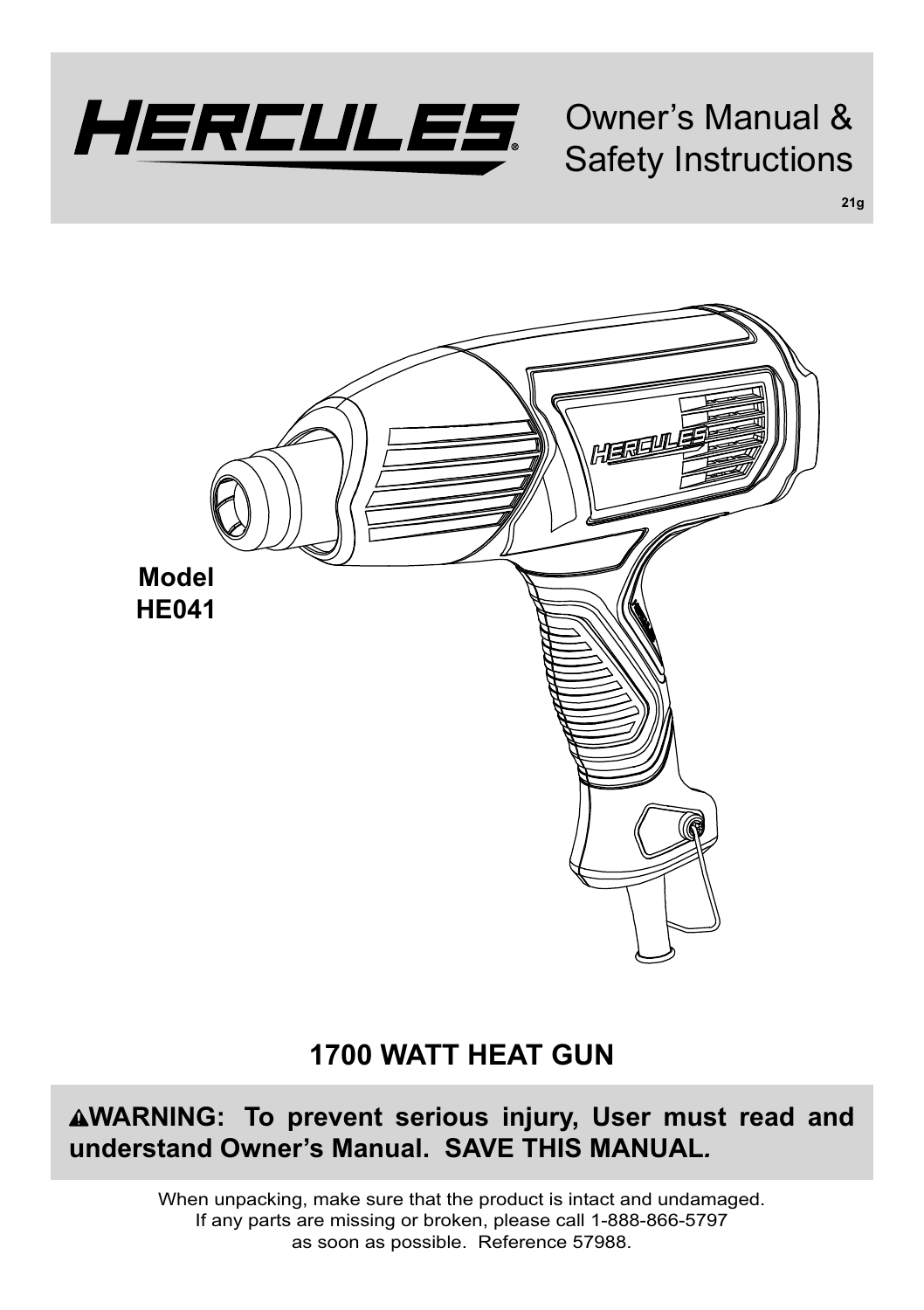# HERCULES®

Owner's Manual & Safety Instructions

21g

**Model HE041**

## 1700 WATT HEAT GUN

**⚠WARNING: To prevent serious injury, User must read and understand Owner's Manual. SAVE THIS MANUAL.**

When unpacking, make sure that the product is intact and undamaged. If any parts are missing or broken, please call 1-888-866-5797 as soon as possible. Reference 57988.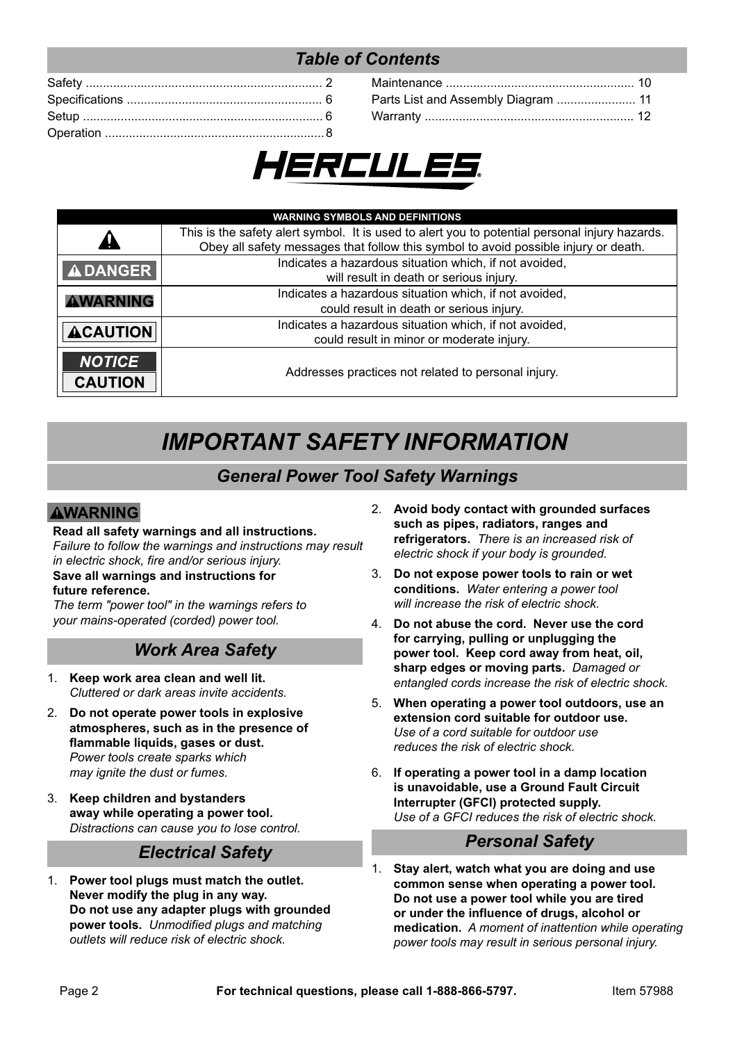## Table of Contents

| | | | |
|---|---|---|---|
| Safety | 2 | Maintenance | 10 |
| Specifications | 6 | Parts List and Assembly Diagram | 11 |
| Setup | 6 | Warranty | 12 |
| Operation | 8 | | |

HERCULES®

| WARNING SYMBOLS AND DEFINITIONS | |
|---|---|
| ⚠ | This is the safety alert symbol. It is used to alert you to potential personal injury hazards. Obey all safety messages that follow this symbol to avoid possible injury or death. |
| ⚠ DANGER | Indicates a hazardous situation which, if not avoided, will result in death or serious injury. |
| ⚠ WARNING | Indicates a hazardous situation which, if not avoided, could result in death or serious injury. |
| ⚠ CAUTION | Indicates a hazardous situation which, if not avoided, could result in minor or moderate injury. |
| NOTICE / CAUTION | Addresses practices not related to personal injury. |

# IMPORTANT SAFETY INFORMATION

## General Power Tool Safety Warnings

**⚠WARNING**

**Read all safety warnings and all instructions.** *Failure to follow the warnings and instructions may result in electric shock, fire and/or serious injury.*
**Save all warnings and instructions for future reference.**
*The term "power tool" in the warnings refers to your mains-operated (corded) power tool.*

### Work Area Safety

1. **Keep work area clean and well lit.** *Cluttered or dark areas invite accidents.*
2. **Do not operate power tools in explosive atmospheres, such as in the presence of flammable liquids, gases or dust.** *Power tools create sparks which may ignite the dust or fumes.*
3. **Keep children and bystanders away while operating a power tool.** *Distractions can cause you to lose control.*

### Electrical Safety

1. **Power tool plugs must match the outlet. Never modify the plug in any way. Do not use any adapter plugs with grounded power tools.** *Unmodified plugs and matching outlets will reduce risk of electric shock.*
2. **Avoid body contact with grounded surfaces such as pipes, radiators, ranges and refrigerators.** *There is an increased risk of electric shock if your body is grounded.*
3. **Do not expose power tools to rain or wet conditions.** *Water entering a power tool will increase the risk of electric shock.*
4. **Do not abuse the cord. Never use the cord for carrying, pulling or unplugging the power tool. Keep cord away from heat, oil, sharp edges or moving parts.** *Damaged or entangled cords increase the risk of electric shock.*
5. **When operating a power tool outdoors, use an extension cord suitable for outdoor use.** *Use of a cord suitable for outdoor use reduces the risk of electric shock.*
6. **If operating a power tool in a damp location is unavoidable, use a Ground Fault Circuit Interrupter (GFCI) protected supply.** *Use of a GFCI reduces the risk of electric shock.*

### Personal Safety

1. **Stay alert, watch what you are doing and use common sense when operating a power tool. Do not use a power tool while you are tired or under the influence of drugs, alcohol or medication.** *A moment of inattention while operating power tools may result in serious personal injury.*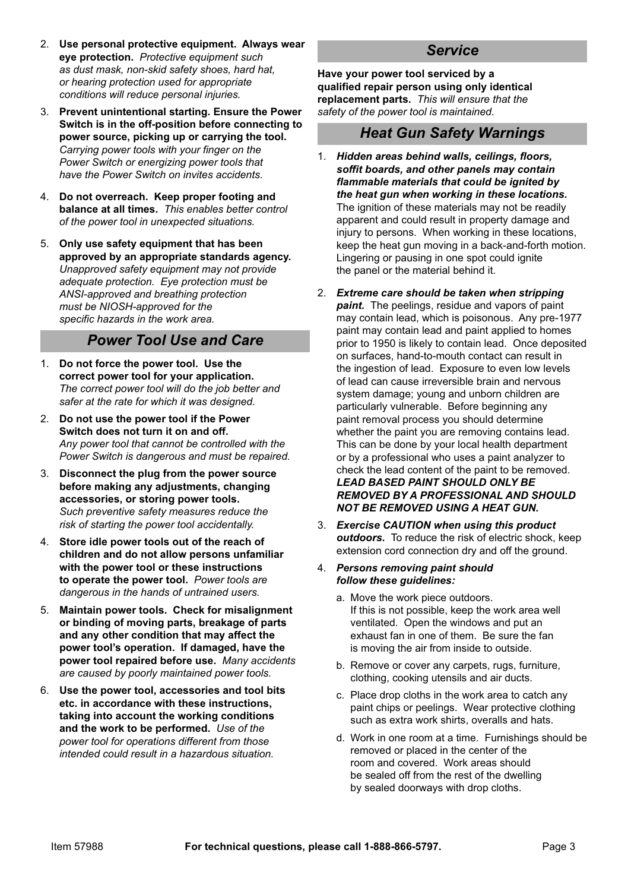2. **Use personal protective equipment. Always wear eye protection.** *Protective equipment such as dust mask, non-skid safety shoes, hard hat, or hearing protection used for appropriate conditions will reduce personal injuries.*
3. **Prevent unintentional starting. Ensure the Power Switch is in the off-position before connecting to power source, picking up or carrying the tool.** *Carrying power tools with your finger on the Power Switch or energizing power tools that have the Power Switch on invites accidents.*
4. **Do not overreach. Keep proper footing and balance at all times.** *This enables better control of the power tool in unexpected situations.*
5. **Only use safety equipment that has been approved by an appropriate standards agency.** *Unapproved safety equipment may not provide adequate protection. Eye protection must be ANSI-approved and breathing protection must be NIOSH-approved for the specific hazards in the work area.*

## Power Tool Use and Care

1. **Do not force the power tool. Use the correct power tool for your application.** *The correct power tool will do the job better and safer at the rate for which it was designed.*
2. **Do not use the power tool if the Power Switch does not turn it on and off.** *Any power tool that cannot be controlled with the Power Switch is dangerous and must be repaired.*
3. **Disconnect the plug from the power source before making any adjustments, changing accessories, or storing power tools.** *Such preventive safety measures reduce the risk of starting the power tool accidentally.*
4. **Store idle power tools out of the reach of children and do not allow persons unfamiliar with the power tool or these instructions to operate the power tool.** *Power tools are dangerous in the hands of untrained users.*
5. **Maintain power tools. Check for misalignment or binding of moving parts, breakage of parts and any other condition that may affect the power tool's operation. If damaged, have the power tool repaired before use.** *Many accidents are caused by poorly maintained power tools.*
6. **Use the power tool, accessories and tool bits etc. in accordance with these instructions, taking into account the working conditions and the work to be performed.** *Use of the power tool for operations different from those intended could result in a hazardous situation.*

## Service

**Have your power tool serviced by a qualified repair person using only identical replacement parts.** *This will ensure that the safety of the power tool is maintained.*

## Heat Gun Safety Warnings

1. ***Hidden areas behind walls, ceilings, floors, soffit boards, and other panels may contain flammable materials that could be ignited by the heat gun when working in these locations.*** The ignition of these materials may not be readily apparent and could result in property damage and injury to persons. When working in these locations, keep the heat gun moving in a back-and-forth motion. Lingering or pausing in one spot could ignite the panel or the material behind it.
2. ***Extreme care should be taken when stripping paint.*** The peelings, residue and vapors of paint may contain lead, which is poisonous. Any pre-1977 paint may contain lead and paint applied to homes prior to 1950 is likely to contain lead. Once deposited on surfaces, hand-to-mouth contact can result in the ingestion of lead. Exposure to even low levels of lead can cause irreversible brain and nervous system damage; young and unborn children are particularly vulnerable. Before beginning any paint removal process you should determine whether the paint you are removing contains lead. This can be done by your local health department or by a professional who uses a paint analyzer to check the lead content of the paint to be removed. ***LEAD BASED PAINT SHOULD ONLY BE REMOVED BY A PROFESSIONAL AND SHOULD NOT BE REMOVED USING A HEAT GUN.***
3. ***Exercise CAUTION when using this product outdoors.*** To reduce the risk of electric shock, keep extension cord connection dry and off the ground.
4. ***Persons removing paint should follow these guidelines:***
   a. Move the work piece outdoors. If this is not possible, keep the work area well ventilated. Open the windows and put an exhaust fan in one of them. Be sure the fan is moving the air from inside to outside.
   b. Remove or cover any carpets, rugs, furniture, clothing, cooking utensils and air ducts.
   c. Place drop cloths in the work area to catch any paint chips or peelings. Wear protective clothing such as extra work shirts, overalls and hats.
   d. Work in one room at a time. Furnishings should be removed or placed in the center of the room and covered. Work areas should be sealed off from the rest of the dwelling by sealed doorways with drop cloths.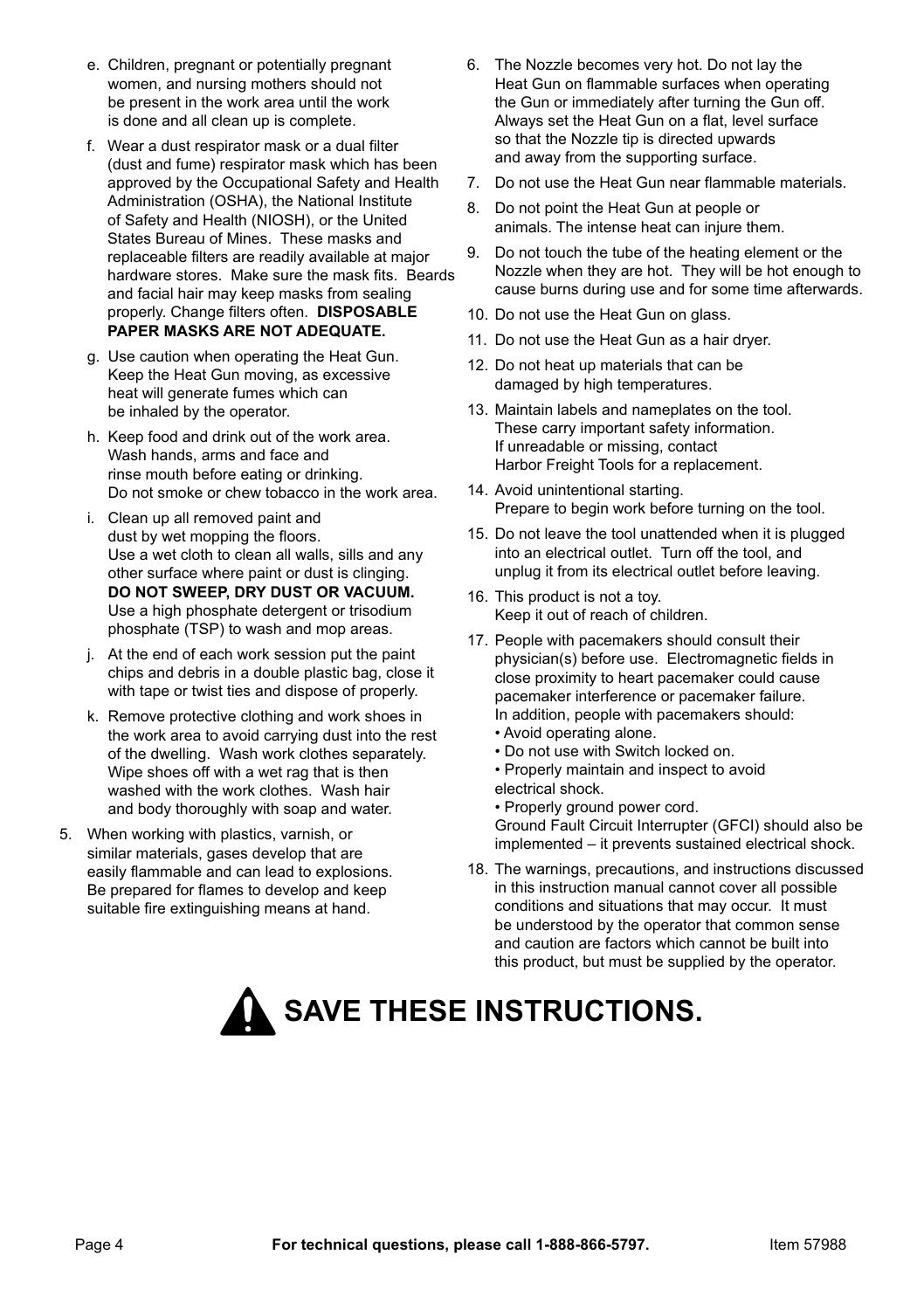e. Children, pregnant or potentially pregnant women, and nursing mothers should not be present in the work area until the work is done and all clean up is complete.

f. Wear a dust respirator mask or a dual filter (dust and fume) respirator mask which has been approved by the Occupational Safety and Health Administration (OSHA), the National Institute of Safety and Health (NIOSH), or the United States Bureau of Mines. These masks and replaceable filters are readily available at major hardware stores. Make sure the mask fits. Beards and facial hair may keep masks from sealing properly. Change filters often. **DISPOSABLE PAPER MASKS ARE NOT ADEQUATE.**

g. Use caution when operating the Heat Gun. Keep the Heat Gun moving, as excessive heat will generate fumes which can be inhaled by the operator.

h. Keep food and drink out of the work area. Wash hands, arms and face and rinse mouth before eating or drinking. Do not smoke or chew tobacco in the work area.

i. Clean up all removed paint and dust by wet mopping the floors. Use a wet cloth to clean all walls, sills and any other surface where paint or dust is clinging. **DO NOT SWEEP, DRY DUST OR VACUUM.** Use a high phosphate detergent or trisodium phosphate (TSP) to wash and mop areas.

j. At the end of each work session put the paint chips and debris in a double plastic bag, close it with tape or twist ties and dispose of properly.

k. Remove protective clothing and work shoes in the work area to avoid carrying dust into the rest of the dwelling. Wash work clothes separately. Wipe shoes off with a wet rag that is then washed with the work clothes. Wash hair and body thoroughly with soap and water.

5. When working with plastics, varnish, or similar materials, gases develop that are easily flammable and can lead to explosions. Be prepared for flames to develop and keep suitable fire extinguishing means at hand.
6. The Nozzle becomes very hot. Do not lay the Heat Gun on flammable surfaces when operating the Gun or immediately after turning the Gun off. Always set the Heat Gun on a flat, level surface so that the Nozzle tip is directed upwards and away from the supporting surface.
7. Do not use the Heat Gun near flammable materials.
8. Do not point the Heat Gun at people or animals. The intense heat can injure them.
9. Do not touch the tube of the heating element or the Nozzle when they are hot. They will be hot enough to cause burns during use and for some time afterwards.
10. Do not use the Heat Gun on glass.
11. Do not use the Heat Gun as a hair dryer.
12. Do not heat up materials that can be damaged by high temperatures.
13. Maintain labels and nameplates on the tool. These carry important safety information. If unreadable or missing, contact Harbor Freight Tools for a replacement.
14. Avoid unintentional starting. Prepare to begin work before turning on the tool.
15. Do not leave the tool unattended when it is plugged into an electrical outlet. Turn off the tool, and unplug it from its electrical outlet before leaving.
16. This product is not a toy. Keep it out of reach of children.
17. People with pacemakers should consult their physician(s) before use. Electromagnetic fields in close proximity to heart pacemaker could cause pacemaker interference or pacemaker failure. In addition, people with pacemakers should:
    - Avoid operating alone.
    - Do not use with Switch locked on.
    - Properly maintain and inspect to avoid electrical shock.
    - Properly ground power cord.

    Ground Fault Circuit Interrupter (GFCI) should also be implemented – it prevents sustained electrical shock.
18. The warnings, precautions, and instructions discussed in this instruction manual cannot cover all possible conditions and situations that may occur. It must be understood by the operator that common sense and caution are factors which cannot be built into this product, but must be supplied by the operator.

# SAVE THESE INSTRUCTIONS.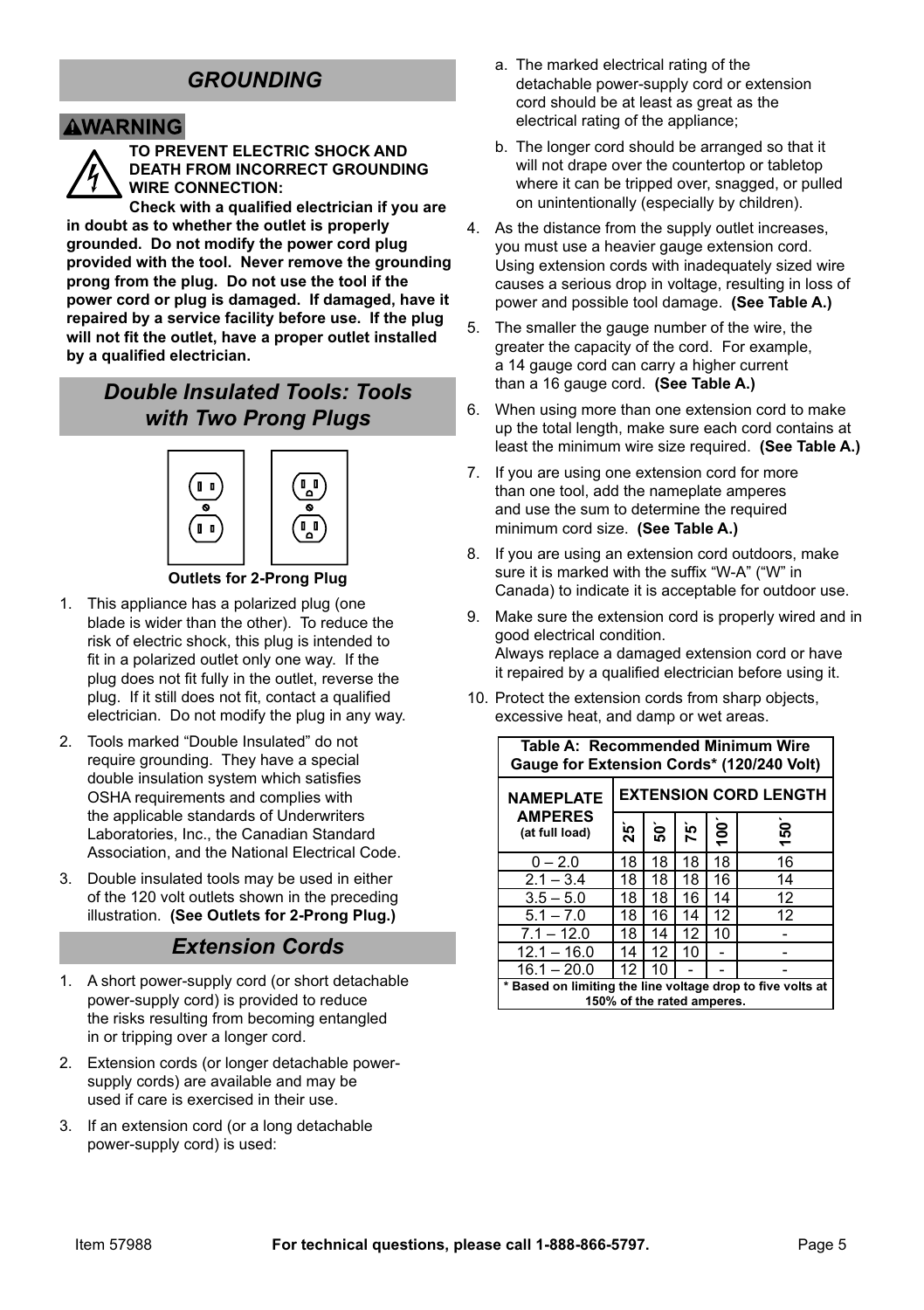## GROUNDING

**⚠WARNING**

**TO PREVENT ELECTRIC SHOCK AND DEATH FROM INCORRECT GROUNDING WIRE CONNECTION:**

**Check with a qualified electrician if you are in doubt as to whether the outlet is properly grounded. Do not modify the power cord plug provided with the tool. Never remove the grounding prong from the plug. Do not use the tool if the power cord or plug is damaged. If damaged, have it repaired by a service facility before use. If the plug will not fit the outlet, have a proper outlet installed by a qualified electrician.**

## *Double Insulated Tools: Tools with Two Prong Plugs*

**Outlets for 2-Prong Plug**

1. This appliance has a polarized plug (one blade is wider than the other). To reduce the risk of electric shock, this plug is intended to fit in a polarized outlet only one way. If the plug does not fit fully in the outlet, reverse the plug. If it still does not fit, contact a qualified electrician. Do not modify the plug in any way.
2. Tools marked "Double Insulated" do not require grounding. They have a special double insulation system which satisfies OSHA requirements and complies with the applicable standards of Underwriters Laboratories, Inc., the Canadian Standard Association, and the National Electrical Code.
3. Double insulated tools may be used in either of the 120 volt outlets shown in the preceding illustration. **(See Outlets for 2-Prong Plug.)**

## *Extension Cords*

1. A short power-supply cord (or short detachable power-supply cord) is provided to reduce the risks resulting from becoming entangled in or tripping over a longer cord.
2. Extension cords (or longer detachable power-supply cords) are available and may be used if care is exercised in their use.
3. If an extension cord (or a long detachable power-supply cord) is used:
   a. The marked electrical rating of the detachable power-supply cord or extension cord should be at least as great as the electrical rating of the appliance;
   b. The longer cord should be arranged so that it will not drape over the countertop or tabletop where it can be tripped over, snagged, or pulled on unintentionally (especially by children).
4. As the distance from the supply outlet increases, you must use a heavier gauge extension cord. Using extension cords with inadequately sized wire causes a serious drop in voltage, resulting in loss of power and possible tool damage. **(See Table A.)**
5. The smaller the gauge number of the wire, the greater the capacity of the cord. For example, a 14 gauge cord can carry a higher current than a 16 gauge cord. **(See Table A.)**
6. When using more than one extension cord to make up the total length, make sure each cord contains at least the minimum wire size required. **(See Table A.)**
7. If you are using one extension cord for more than one tool, add the nameplate amperes and use the sum to determine the required minimum cord size. **(See Table A.)**
8. If you are using an extension cord outdoors, make sure it is marked with the suffix "W-A" ("W" in Canada) to indicate it is acceptable for outdoor use.
9. Make sure the extension cord is properly wired and in good electrical condition. Always replace a damaged extension cord or have it repaired by a qualified electrician before using it.
10. Protect the extension cords from sharp objects, excessive heat, and damp or wet areas.

**Table A: Recommended Minimum Wire Gauge for Extension Cords\* (120/240 Volt)**

| NAMEPLATE AMPERES (at full load) | EXTENSION CORD LENGTH | | | | |
|---|---|---|---|---|---|
| | 25´ | 50´ | 75´ | 100´ | 150´ |
| 0 – 2.0 | 18 | 18 | 18 | 18 | 16 |
| 2.1 – 3.4 | 18 | 18 | 18 | 16 | 14 |
| 3.5 – 5.0 | 18 | 18 | 16 | 14 | 12 |
| 5.1 – 7.0 | 18 | 16 | 14 | 12 | 12 |
| 7.1 – 12.0 | 18 | 14 | 12 | 10 | - |
| 12.1 – 16.0 | 14 | 12 | 10 | - | - |
| 16.1 – 20.0 | 12 | 10 | - | - | - |

**\* Based on limiting the line voltage drop to five volts at 150% of the rated amperes.**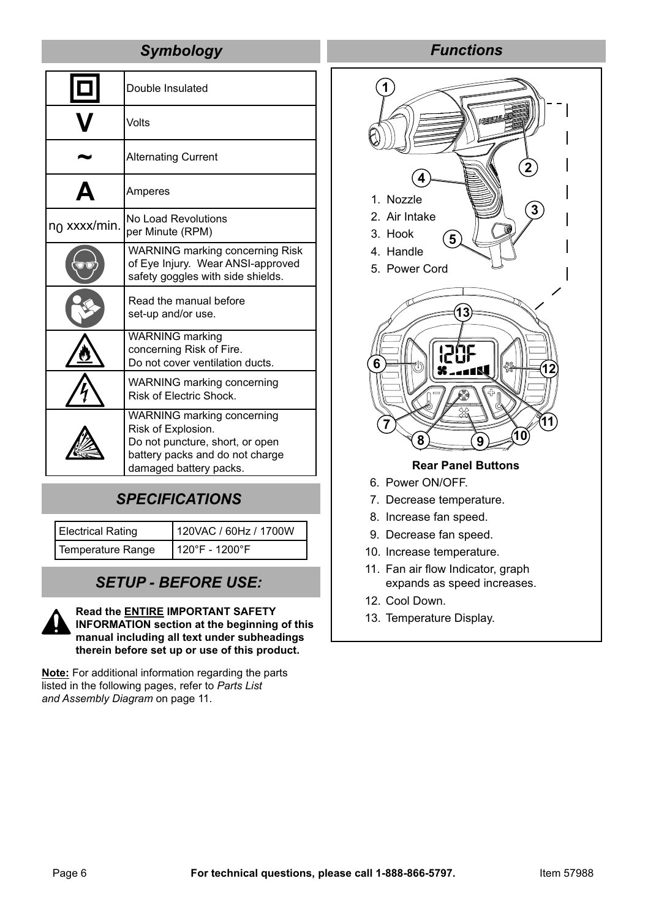## Symbology

| Symbol | Meaning |
|---|---|
| ⧈ | Double Insulated |
| V | Volts |
| ~ | Alternating Current |
| A | Amperes |
| $n_0$ xxxx/min. | No Load Revolutions per Minute (RPM) |
| | WARNING marking concerning Risk of Eye Injury. Wear ANSI-approved safety goggles with side shields. |
| | Read the manual before set-up and/or use. |
| | WARNING marking concerning Risk of Fire. Do not cover ventilation ducts. |
| | WARNING marking concerning Risk of Electric Shock. |
| | WARNING marking concerning Risk of Explosion. Do not puncture, short, or open battery packs and do not charge damaged battery packs. |

## SPECIFICATIONS

| Electrical Rating | 120VAC / 60Hz / 1700W |
|---|---|
| Temperature Range | 120°F - 1200°F |

## SETUP - BEFORE USE:

**Read the ENTIRE IMPORTANT SAFETY INFORMATION section at the beginning of this manual including all text under subheadings therein before set up or use of this product.**

**Note:** For additional information regarding the parts listed in the following pages, refer to *Parts List and Assembly Diagram* on page 11.

## Functions

1. Nozzle
2. Air Intake
3. Hook
4. Handle
5. Power Cord

**Rear Panel Buttons**

6. Power ON/OFF.
7. Decrease temperature.
8. Increase fan speed.
9. Decrease fan speed.
10. Increase temperature.
11. Fan air flow Indicator, graph expands as speed increases.
12. Cool Down.
13. Temperature Display.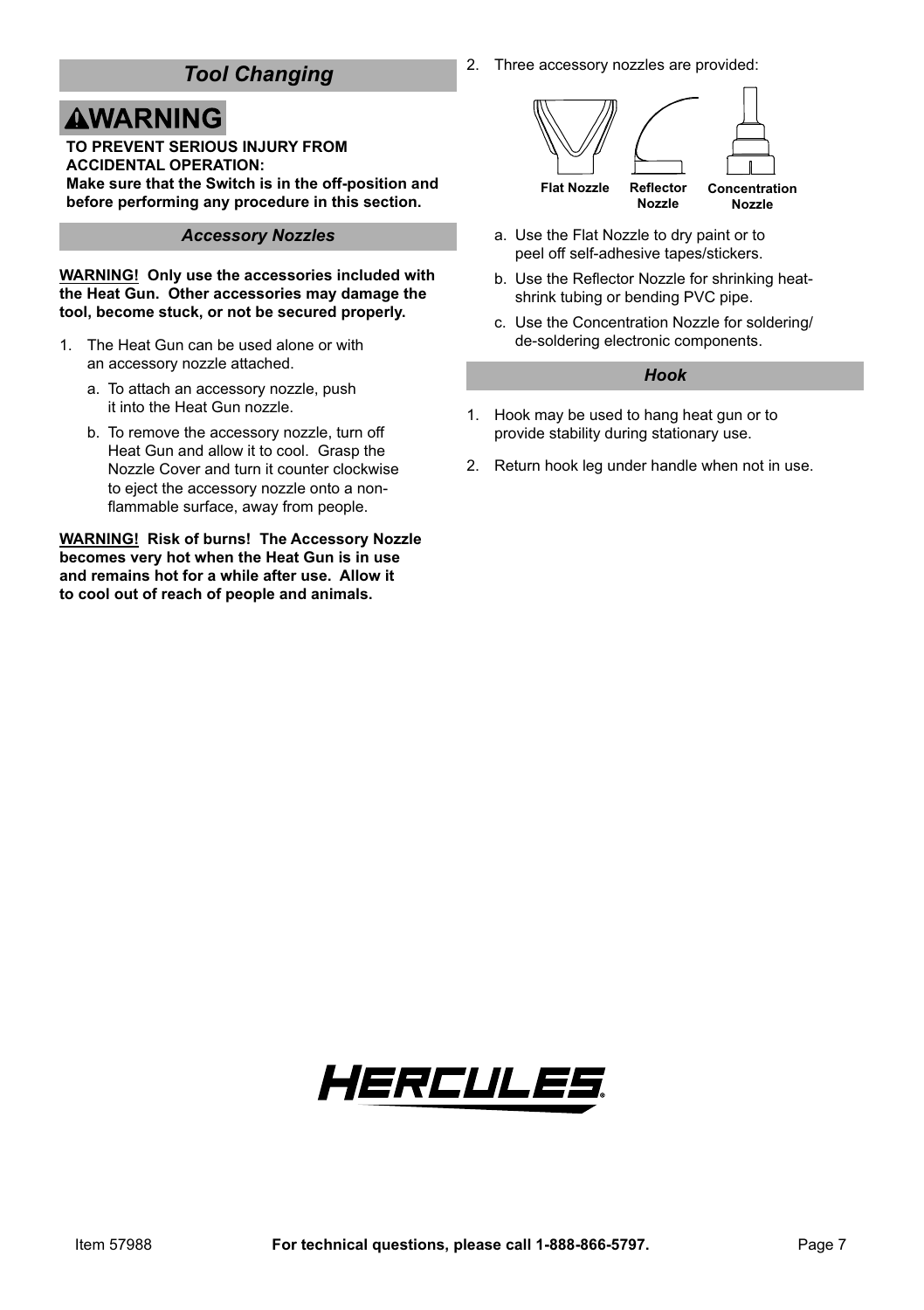## Tool Changing

**⚠WARNING**

**TO PREVENT SERIOUS INJURY FROM ACCIDENTAL OPERATION:**
**Make sure that the Switch is in the off-position and before performing any procedure in this section.**

### Accessory Nozzles

**WARNING! Only use the accessories included with the Heat Gun. Other accessories may damage the tool, become stuck, or not be secured properly.**

1. The Heat Gun can be used alone or with an accessory nozzle attached.
   a. To attach an accessory nozzle, push it into the Heat Gun nozzle.
   b. To remove the accessory nozzle, turn off Heat Gun and allow it to cool. Grasp the Nozzle Cover and turn it counter clockwise to eject the accessory nozzle onto a non-flammable surface, away from people.

**WARNING! Risk of burns! The Accessory Nozzle becomes very hot when the Heat Gun is in use and remains hot for a while after use. Allow it to cool out of reach of people and animals.**

2. Three accessory nozzles are provided:

   Flat Nozzle | Reflector Nozzle | Concentration Nozzle

   a. Use the Flat Nozzle to dry paint or to peel off self-adhesive tapes/stickers.
   b. Use the Reflector Nozzle for shrinking heat-shrink tubing or bending PVC pipe.
   c. Use the Concentration Nozzle for soldering/de-soldering electronic components.

### Hook

1. Hook may be used to hang heat gun or to provide stability during stationary use.
2. Return hook leg under handle when not in use.

HERCULES

Item 57988 **For technical questions, please call 1-888-866-5797.**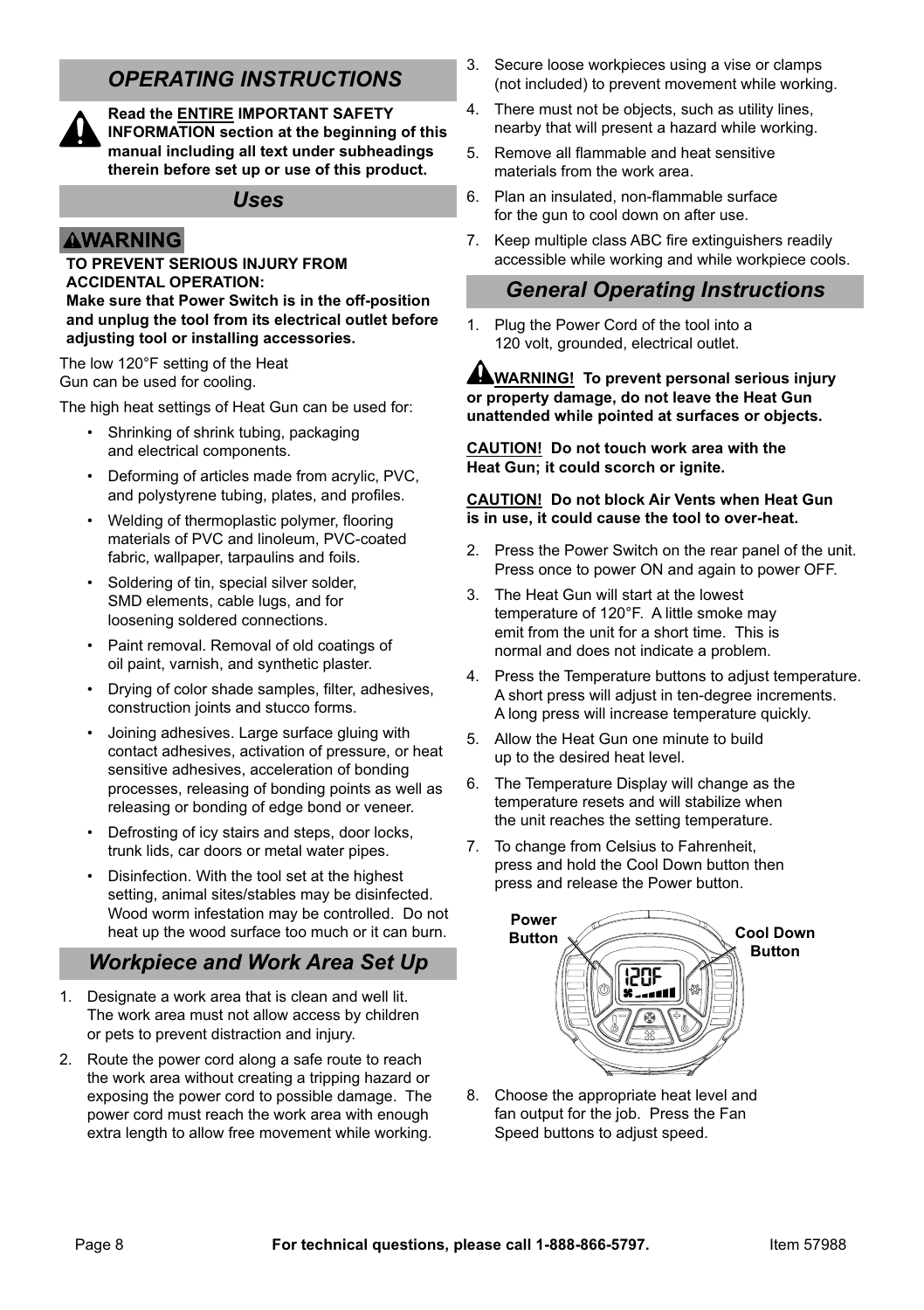# OPERATING INSTRUCTIONS

**Read the ENTIRE IMPORTANT SAFETY INFORMATION section at the beginning of this manual including all text under subheadings therein before set up or use of this product.**

## Uses

**⚠WARNING**

**TO PREVENT SERIOUS INJURY FROM ACCIDENTAL OPERATION:**
**Make sure that Power Switch is in the off-position and unplug the tool from its electrical outlet before adjusting tool or installing accessories.**

The low 120°F setting of the Heat Gun can be used for cooling.

The high heat settings of Heat Gun can be used for:

- Shrinking of shrink tubing, packaging and electrical components.
- Deforming of articles made from acrylic, PVC, and polystyrene tubing, plates, and profiles.
- Welding of thermoplastic polymer, flooring materials of PVC and linoleum, PVC-coated fabric, wallpaper, tarpaulins and foils.
- Soldering of tin, special silver solder, SMD elements, cable lugs, and for loosening soldered connections.
- Paint removal. Removal of old coatings of oil paint, varnish, and synthetic plaster.
- Drying of color shade samples, filter, adhesives, construction joints and stucco forms.
- Joining adhesives. Large surface gluing with contact adhesives, activation of pressure, or heat sensitive adhesives, acceleration of bonding processes, releasing of bonding points as well as releasing or bonding of edge bond or veneer.
- Defrosting of icy stairs and steps, door locks, trunk lids, car doors or metal water pipes.
- Disinfection. With the tool set at the highest setting, animal sites/stables may be disinfected. Wood worm infestation may be controlled. Do not heat up the wood surface too much or it can burn.

## Workpiece and Work Area Set Up

1. Designate a work area that is clean and well lit. The work area must not allow access by children or pets to prevent distraction and injury.
2. Route the power cord along a safe route to reach the work area without creating a tripping hazard or exposing the power cord to possible damage. The power cord must reach the work area with enough extra length to allow free movement while working.
3. Secure loose workpieces using a vise or clamps (not included) to prevent movement while working.
4. There must not be objects, such as utility lines, nearby that will present a hazard while working.
5. Remove all flammable and heat sensitive materials from the work area.
6. Plan an insulated, non-flammable surface for the gun to cool down on after use.
7. Keep multiple class ABC fire extinguishers readily accessible while working and while workpiece cools.

## General Operating Instructions

1. Plug the Power Cord of the tool into a 120 volt, grounded, electrical outlet.

**⚠WARNING! To prevent personal serious injury or property damage, do not leave the Heat Gun unattended while pointed at surfaces or objects.**

**CAUTION! Do not touch work area with the Heat Gun; it could scorch or ignite.**

**CAUTION! Do not block Air Vents when Heat Gun is in use, it could cause the tool to over-heat.**

2. Press the Power Switch on the rear panel of the unit. Press once to power ON and again to power OFF.
3. The Heat Gun will start at the lowest temperature of 120°F. A little smoke may emit from the unit for a short time. This is normal and does not indicate a problem.
4. Press the Temperature buttons to adjust temperature. A short press will adjust in ten-degree increments. A long press will increase temperature quickly.
5. Allow the Heat Gun one minute to build up to the desired heat level.
6. The Temperature Display will change as the temperature resets and will stabilize when the unit reaches the setting temperature.
7. To change from Celsius to Fahrenheit, press and hold the Cool Down button then press and release the Power button.

Power Button — Cool Down Button

8. Choose the appropriate heat level and fan output for the job. Press the Fan Speed buttons to adjust speed.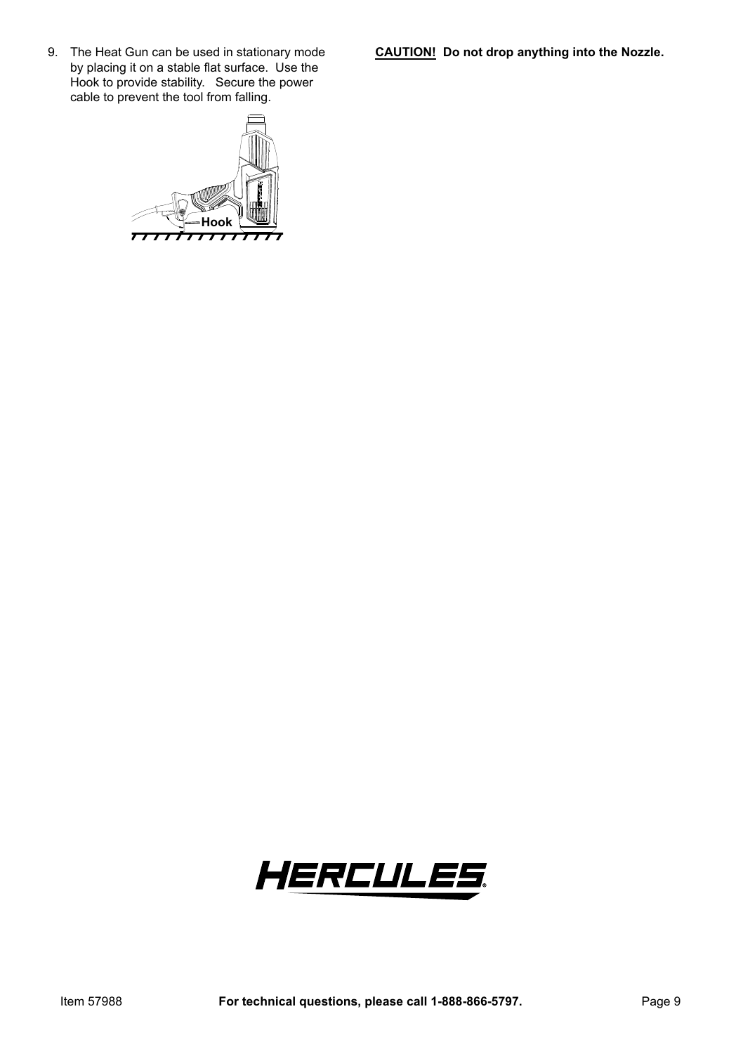9. The Heat Gun can be used in stationary mode by placing it on a stable flat surface. Use the Hook to provide stability. Secure the power cable to prevent the tool from falling.

Hook

**CAUTION! Do not drop anything into the Nozzle.**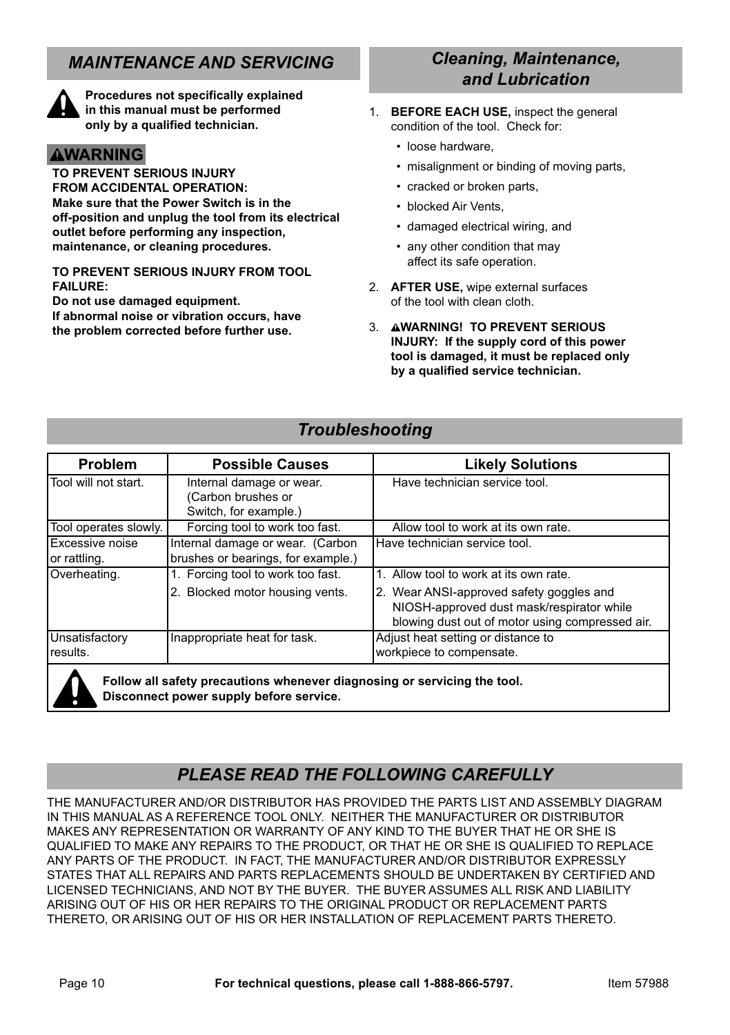## *MAINTENANCE AND SERVICING*

**Procedures not specifically explained in this manual must be performed only by a qualified technician.**

**WARNING**

**TO PREVENT SERIOUS INJURY FROM ACCIDENTAL OPERATION:**
**Make sure that the Power Switch is in the off-position and unplug the tool from its electrical outlet before performing any inspection, maintenance, or cleaning procedures.**

**TO PREVENT SERIOUS INJURY FROM TOOL FAILURE:**
**Do not use damaged equipment.**
**If abnormal noise or vibration occurs, have the problem corrected before further use.**

## *Cleaning, Maintenance, and Lubrication*

1. **BEFORE EACH USE,** inspect the general condition of the tool. Check for:
   - loose hardware,
   - misalignment or binding of moving parts,
   - cracked or broken parts,
   - blocked Air Vents,
   - damaged electrical wiring, and
   - any other condition that may affect its safe operation.
2. **AFTER USE,** wipe external surfaces of the tool with clean cloth.
3. **WARNING! TO PREVENT SERIOUS INJURY: If the supply cord of this power tool is damaged, it must be replaced only by a qualified service technician.**

## *Troubleshooting*

| Problem | Possible Causes | Likely Solutions |
|---|---|---|
| Tool will not start. | Internal damage or wear. (Carbon brushes or Switch, for example.) | Have technician service tool. |
| Tool operates slowly. | Forcing tool to work too fast. | Allow tool to work at its own rate. |
| Excessive noise or rattling. | Internal damage or wear. (Carbon brushes or bearings, for example.) | Have technician service tool. |
| Overheating. | 1. Forcing tool to work too fast.<br>2. Blocked motor housing vents. | 1. Allow tool to work at its own rate.<br>2. Wear ANSI-approved safety goggles and NIOSH-approved dust mask/respirator while blowing dust out of motor using compressed air. |
| Unsatisfactory results. | Inappropriate heat for task. | Adjust heat setting or distance to workpiece to compensate. |

**Follow all safety precautions whenever diagnosing or servicing the tool. Disconnect power supply before service.**

## *PLEASE READ THE FOLLOWING CAREFULLY*

THE MANUFACTURER AND/OR DISTRIBUTOR HAS PROVIDED THE PARTS LIST AND ASSEMBLY DIAGRAM IN THIS MANUAL AS A REFERENCE TOOL ONLY. NEITHER THE MANUFACTURER OR DISTRIBUTOR MAKES ANY REPRESENTATION OR WARRANTY OF ANY KIND TO THE BUYER THAT HE OR SHE IS QUALIFIED TO MAKE ANY REPAIRS TO THE PRODUCT, OR THAT HE OR SHE IS QUALIFIED TO REPLACE ANY PARTS OF THE PRODUCT. IN FACT, THE MANUFACTURER AND/OR DISTRIBUTOR EXPRESSLY STATES THAT ALL REPAIRS AND PARTS REPLACEMENTS SHOULD BE UNDERTAKEN BY CERTIFIED AND LICENSED TECHNICIANS, AND NOT BY THE BUYER. THE BUYER ASSUMES ALL RISK AND LIABILITY ARISING OUT OF HIS OR HER REPAIRS TO THE ORIGINAL PRODUCT OR REPLACEMENT PARTS THERETO, OR ARISING OUT OF HIS OR HER INSTALLATION OF REPLACEMENT PARTS THERETO.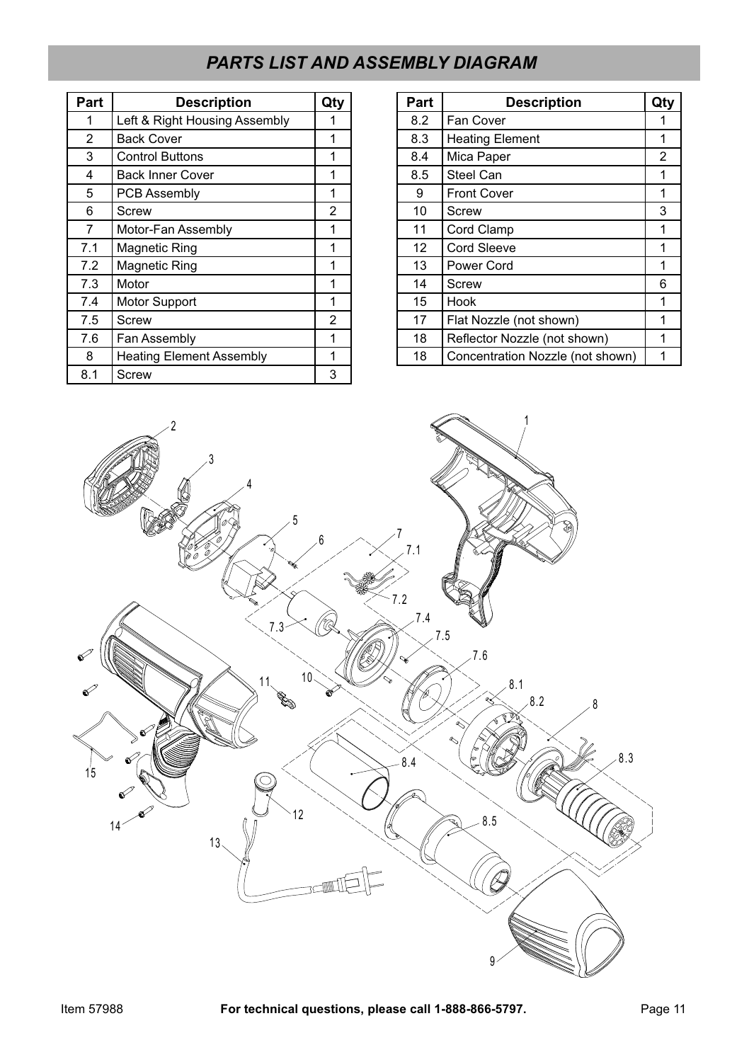## *PARTS LIST AND ASSEMBLY DIAGRAM*

| Part | Description | Qty |
|---|---|---|
| 1 | Left & Right Housing Assembly | 1 |
| 2 | Back Cover | 1 |
| 3 | Control Buttons | 1 |
| 4 | Back Inner Cover | 1 |
| 5 | PCB Assembly | 1 |
| 6 | Screw | 2 |
| 7 | Motor-Fan Assembly | 1 |
| 7.1 | Magnetic Ring | 1 |
| 7.2 | Magnetic Ring | 1 |
| 7.3 | Motor | 1 |
| 7.4 | Motor Support | 1 |
| 7.5 | Screw | 2 |
| 7.6 | Fan Assembly | 1 |
| 8 | Heating Element Assembly | 1 |
| 8.1 | Screw | 3 |
| 8.2 | Fan Cover | 1 |
| 8.3 | Heating Element | 1 |
| 8.4 | Mica Paper | 2 |
| 8.5 | Steel Can | 1 |
| 9 | Front Cover | 1 |
| 10 | Screw | 3 |
| 11 | Cord Clamp | 1 |
| 12 | Cord Sleeve | 1 |
| 13 | Power Cord | 1 |
| 14 | Screw | 6 |
| 15 | Hook | 1 |
| 17 | Flat Nozzle (not shown) | 1 |
| 18 | Reflector Nozzle (not shown) | 1 |
| 18 | Concentration Nozzle (not shown) | 1 |

Item 57988 **For technical questions, please call 1-888-866-5797.**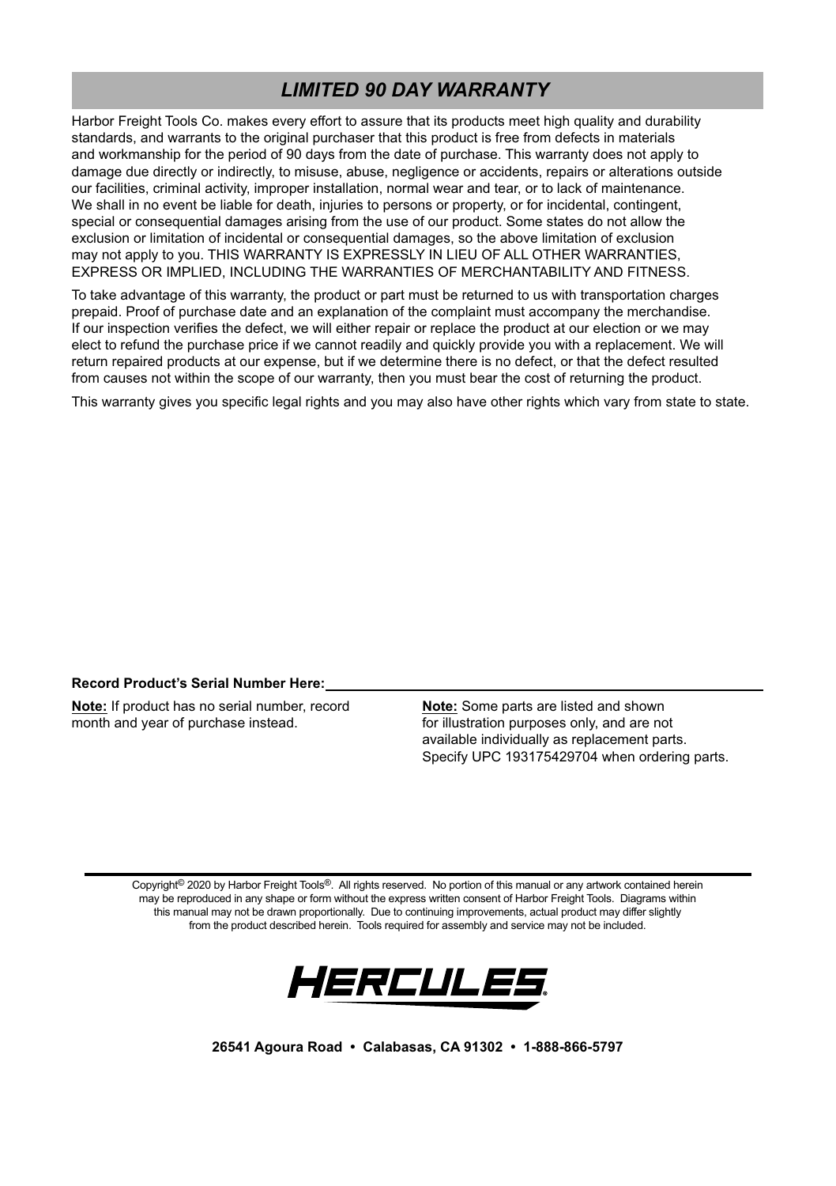## *LIMITED 90 DAY WARRANTY*

Harbor Freight Tools Co. makes every effort to assure that its products meet high quality and durability standards, and warrants to the original purchaser that this product is free from defects in materials and workmanship for the period of 90 days from the date of purchase. This warranty does not apply to damage due directly or indirectly, to misuse, abuse, negligence or accidents, repairs or alterations outside our facilities, criminal activity, improper installation, normal wear and tear, or to lack of maintenance. We shall in no event be liable for death, injuries to persons or property, or for incidental, contingent, special or consequential damages arising from the use of our product. Some states do not allow the exclusion or limitation of incidental or consequential damages, so the above limitation of exclusion may not apply to you. THIS WARRANTY IS EXPRESSLY IN LIEU OF ALL OTHER WARRANTIES, EXPRESS OR IMPLIED, INCLUDING THE WARRANTIES OF MERCHANTABILITY AND FITNESS.

To take advantage of this warranty, the product or part must be returned to us with transportation charges prepaid. Proof of purchase date and an explanation of the complaint must accompany the merchandise. If our inspection verifies the defect, we will either repair or replace the product at our election or we may elect to refund the purchase price if we cannot readily and quickly provide you with a replacement. We will return repaired products at our expense, but if we determine there is no defect, or that the defect resulted from causes not within the scope of our warranty, then you must bear the cost of returning the product.

This warranty gives you specific legal rights and you may also have other rights which vary from state to state.

**Record Product's Serial Number Here:** ______________________________

**Note:** If product has no serial number, record month and year of purchase instead.

**Note:** Some parts are listed and shown for illustration purposes only, and are not available individually as replacement parts. Specify UPC 193175429704 when ordering parts.

Copyright© 2020 by Harbor Freight Tools®. All rights reserved. No portion of this manual or any artwork contained herein may be reproduced in any shape or form without the express written consent of Harbor Freight Tools. Diagrams within this manual may not be drawn proportionally. Due to continuing improvements, actual product may differ slightly from the product described herein. Tools required for assembly and service may not be included.

HERCULES

**26541 Agoura Road • Calabasas, CA 91302 • 1-888-866-5797**